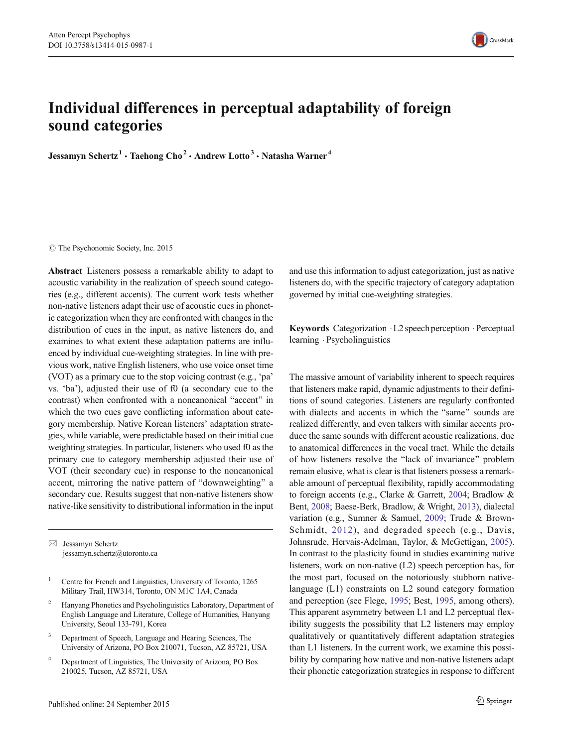# Individual differences in perceptual adaptability of foreign sound categories

**Jessamyn Schertz**[1] **· Taehong Cho**[2] **· Andrew Lotto**[3] **· Natasha Warner**[4]

© The Psychonomic Society, Inc. 2015

**Abstract** Listeners possess a remarkable ability to adapt to acoustic variability in the realization of speech sound categories (e.g., different accents). The current work tests whether non-native listeners adapt their use of acoustic cues in phonetic categorization when they are confronted with changes in the distribution of cues in the input, as native listeners do, and examines to what extent these adaptation patterns are influenced by individual cue-weighting strategies. In line with previous work, native English listeners, who use voice onset time (VOT) as a primary cue to the stop voicing contrast (e.g., 'pa' vs. 'ba'), adjusted their use of f0 (a secondary cue to the contrast) when confronted with a noncanonical "accent" in which the two cues gave conflicting information about category membership. Native Korean listeners' adaptation strategies, while variable, were predictable based on their initial cue weighting strategies. In particular, listeners who used f0 as the primary cue to category membership adjusted their use of VOT (their secondary cue) in response to the noncanonical accent, mirroring the native pattern of "downweighting" a secondary cue. Results suggest that non-native listeners show native-like sensitivity to distributional information in the input and use this information to adjust categorization, just as native listeners do, with the specific trajectory of category adaptation governed by initial cue-weighting strategies.

**Keywords** Categorization · L2 speech perception · Perceptual learning · Psycholinguistics

✉ Jessamyn Schertz
jessamyn.schertz@utoronto.ca

[1] Centre for French and Linguistics, University of Toronto, 1265 Military Trail, HW314, Toronto, ON M1C 1A4, Canada

[2] Hanyang Phonetics and Psycholinguistics Laboratory, Department of English Language and Literature, College of Humanities, Hanyang University, Seoul 133-791, Korea

[3] Department of Speech, Language and Hearing Sciences, The University of Arizona, PO Box 210071, Tucson, AZ 85721, USA

[4] Department of Linguistics, The University of Arizona, PO Box 210025, Tucson, AZ 85721, USA

The massive amount of variability inherent to speech requires that listeners make rapid, dynamic adjustments to their definitions of sound categories. Listeners are regularly confronted with dialects and accents in which the "same" sounds are realized differently, and even talkers with similar accents produce the same sounds with different acoustic realizations, due to anatomical differences in the vocal tract. While the details of how listeners resolve the "lack of invariance" problem remain elusive, what is clear is that listeners possess a remarkable amount of perceptual flexibility, rapidly accommodating to foreign accents (e.g., Clarke & Garrett, 2004; Bradlow & Bent, 2008; Baese-Berk, Bradlow, & Wright, 2013), dialectal variation (e.g., Sumner & Samuel, 2009; Trude & Brown-Schmidt, 2012), and degraded speech (e.g., Davis, Johnsrude, Hervais-Adelman, Taylor, & McGettigan, 2005). In contrast to the plasticity found in studies examining native listeners, work on non-native (L2) speech perception has, for the most part, focused on the notoriously stubborn native-language (L1) constraints on L2 sound category formation and perception (see Flege, 1995; Best, 1995, among others). This apparent asymmetry between L1 and L2 perceptual flexibility suggests the possibility that L2 listeners may employ qualitatively or quantitatively different adaptation strategies than L1 listeners. In the current work, we examine this possibility by comparing how native and non-native listeners adapt their phonetic categorization strategies in response to different

Published online: 24 September 2015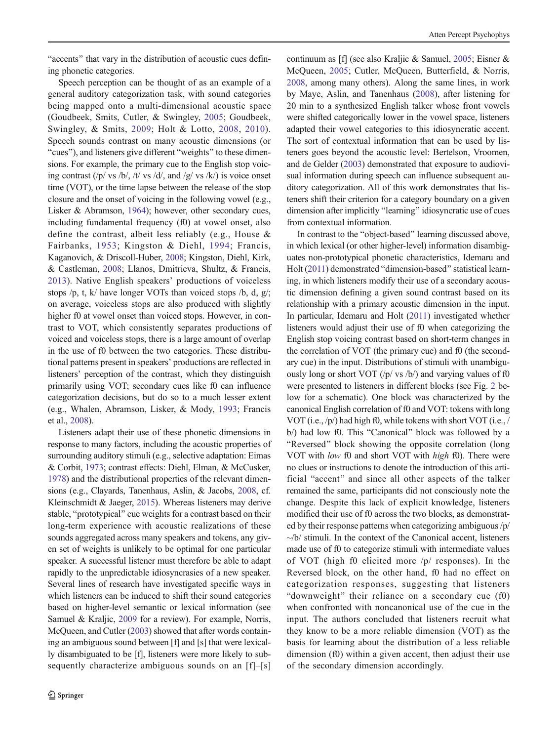"accents" that vary in the distribution of acoustic cues defining phonetic categories.

Speech perception can be thought of as an example of a general auditory categorization task, with sound categories being mapped onto a multi-dimensional acoustic space (Goudbeek, Smits, Cutler, & Swingley, 2005; Goudbeek, Swingley, & Smits, 2009; Holt & Lotto, 2008, 2010). Speech sounds contrast on many acoustic dimensions (or "cues"), and listeners give different "weights" to these dimensions. For example, the primary cue to the English stop voicing contrast (/p/ vs /b/, /t/ vs /d/, and /g/ vs /k/) is voice onset time (VOT), or the time lapse between the release of the stop closure and the onset of voicing in the following vowel (e.g., Lisker & Abramson, 1964); however, other secondary cues, including fundamental frequency (f0) at vowel onset, also define the contrast, albeit less reliably (e.g., House & Fairbanks, 1953; Kingston & Diehl, 1994; Francis, Kaganovich, & Driscoll-Huber, 2008; Kingston, Diehl, Kirk, & Castleman, 2008; Llanos, Dmitrieva, Shultz, & Francis, 2013). Native English speakers' productions of voiceless stops /p, t, k/ have longer VOTs than voiced stops /b, d, g/; on average, voiceless stops are also produced with slightly higher f0 at vowel onset than voiced stops. However, in contrast to VOT, which consistently separates productions of voiced and voiceless stops, there is a large amount of overlap in the use of f0 between the two categories. These distributional patterns present in speakers' productions are reflected in listeners' perception of the contrast, which they distinguish primarily using VOT; secondary cues like f0 can influence categorization decisions, but do so to a much lesser extent (e.g., Whalen, Abramson, Lisker, & Mody, 1993; Francis et al., 2008).

Listeners adapt their use of these phonetic dimensions in response to many factors, including the acoustic properties of surrounding auditory stimuli (e.g., selective adaptation: Eimas & Corbit, 1973; contrast effects: Diehl, Elman, & McCusker, 1978) and the distributional properties of the relevant dimensions (e.g., Clayards, Tanenhaus, Aslin, & Jacobs, 2008, cf. Kleinschmidt & Jaeger, 2015). Whereas listeners may derive stable, "prototypical" cue weights for a contrast based on their long-term experience with acoustic realizations of these sounds aggregated across many speakers and tokens, any given set of weights is unlikely to be optimal for one particular speaker. A successful listener must therefore be able to adapt rapidly to the unpredictable idiosyncrasies of a new speaker. Several lines of research have investigated specific ways in which listeners can be induced to shift their sound categories based on higher-level semantic or lexical information (see Samuel & Kraljic, 2009 for a review). For example, Norris, McQueen, and Cutler (2003) showed that after words containing an ambiguous sound between [f] and [s] that were lexically disambiguated to be [f], listeners were more likely to subsequently characterize ambiguous sounds on an [f]–[s] continuum as [f] (see also Kraljic & Samuel, 2005; Eisner & McQueen, 2005; Cutler, McQueen, Butterfield, & Norris, 2008, among many others). Along the same lines, in work by Maye, Aslin, and Tanenhaus (2008), after listening for 20 min to a synthesized English talker whose front vowels were shifted categorically lower in the vowel space, listeners adapted their vowel categories to this idiosyncratic accent. The sort of contextual information that can be used by listeners goes beyond the acoustic level: Bertelson, Vroomen, and de Gelder (2003) demonstrated that exposure to audiovisual information during speech can influence subsequent auditory categorization. All of this work demonstrates that listeners shift their criterion for a category boundary on a given dimension after implicitly "learning" idiosyncratic use of cues from contextual information.

In contrast to the "object-based" learning discussed above, in which lexical (or other higher-level) information disambiguates non-prototypical phonetic characteristics, Idemaru and Holt (2011) demonstrated "dimension-based" statistical learning, in which listeners modify their use of a secondary acoustic dimension defining a given sound contrast based on its relationship with a primary acoustic dimension in the input. In particular, Idemaru and Holt (2011) investigated whether listeners would adjust their use of f0 when categorizing the English stop voicing contrast based on short-term changes in the correlation of VOT (the primary cue) and f0 (the secondary cue) in the input. Distributions of stimuli with unambiguously long or short VOT (/p/ vs /b/) and varying values of f0 were presented to listeners in different blocks (see Fig. 2 below for a schematic). One block was characterized by the canonical English correlation of f0 and VOT: tokens with long VOT (i.e., /p/) had high f0, while tokens with short VOT (i.e., /b/) had low f0. This "Canonical" block was followed by a "Reversed" block showing the opposite correlation (long VOT with *low* f0 and short VOT with *high* f0). There were no clues or instructions to denote the introduction of this artificial "accent" and since all other aspects of the talker remained the same, participants did not consciously note the change. Despite this lack of explicit knowledge, listeners modified their use of f0 across the two blocks, as demonstrated by their response patterns when categorizing ambiguous /p/ ~/b/ stimuli. In the context of the Canonical accent, listeners made use of f0 to categorize stimuli with intermediate values of VOT (high f0 elicited more /p/ responses). In the Reversed block, on the other hand, f0 had no effect on categorization responses, suggesting that listeners "downweight" their reliance on a secondary cue (f0) when confronted with noncanonical use of the cue in the input. The authors concluded that listeners recruit what they know to be a more reliable dimension (VOT) as the basis for learning about the distribution of a less reliable dimension (f0) within a given accent, then adjust their use of the secondary dimension accordingly.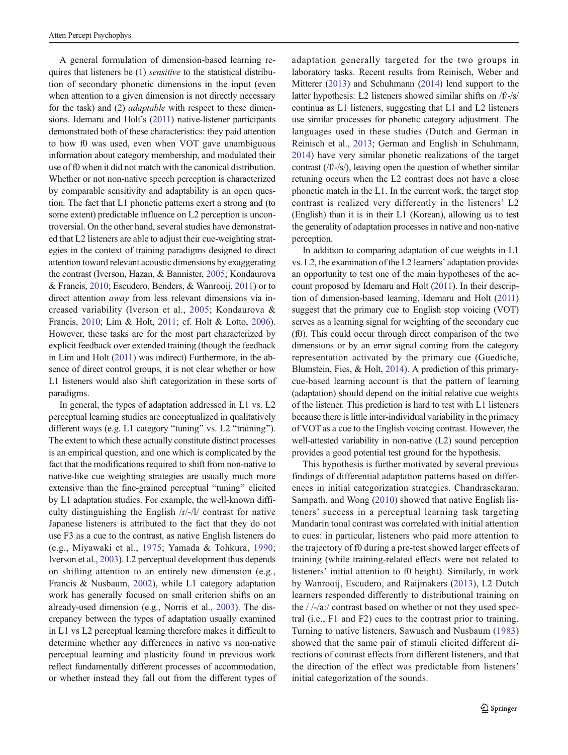A general formulation of dimension-based learning requires that listeners be (1) *sensitive* to the statistical distribution of secondary phonetic dimensions in the input (even when attention to a given dimension is not directly necessary for the task) and (2) *adaptable* with respect to these dimensions. Idemaru and Holt's (2011) native-listener participants demonstrated both of these characteristics: they paid attention to how f0 was used, even when VOT gave unambiguous information about category membership, and modulated their use of f0 when it did not match with the canonical distribution. Whether or not non-native speech perception is characterized by comparable sensitivity and adaptability is an open question. The fact that L1 phonetic patterns exert a strong and (to some extent) predictable influence on L2 perception is uncontroversial. On the other hand, several studies have demonstrated that L2 listeners are able to adjust their cue-weighting strategies in the context of training paradigms designed to direct attention toward relevant acoustic dimensions by exaggerating the contrast (Iverson, Hazan, & Bannister, 2005; Kondaurova & Francis, 2010; Escudero, Benders, & Wanrooij, 2011) or to direct attention *away* from less relevant dimensions via increased variability (Iverson et al., 2005; Kondaurova & Francis, 2010; Lim & Holt, 2011; cf. Holt & Lotto, 2006). However, these tasks are for the most part characterized by explicit feedback over extended training (though the feedback in Lim and Holt (2011) was indirect) Furthermore, in the absence of direct control groups, it is not clear whether or how L1 listeners would also shift categorization in these sorts of paradigms.

In general, the types of adaptation addressed in L1 vs. L2 perceptual learning studies are conceptualized in qualitatively different ways (e.g. L1 category "tuning" vs. L2 "training"). The extent to which these actually constitute distinct processes is an empirical question, and one which is complicated by the fact that the modifications required to shift from non-native to native-like cue weighting strategies are usually much more extensive than the fine-grained perceptual "tuning" elicited by L1 adaptation studies. For example, the well-known difficulty distinguishing the English /r/-/l/ contrast for native Japanese listeners is attributed to the fact that they do not use F3 as a cue to the contrast, as native English listeners do (e.g., Miyawaki et al., 1975; Yamada & Tohkura, 1990; Iverson et al., 2003). L2 perceptual development thus depends on shifting attention to an entirely new dimension (e.g., Francis & Nusbaum, 2002), while L1 category adaptation work has generally focused on small criterion shifts on an already-used dimension (e.g., Norris et al., 2003). The discrepancy between the types of adaptation usually examined in L1 vs L2 perceptual learning therefore makes it difficult to determine whether any differences in native vs non-native perceptual learning and plasticity found in previous work reflect fundamentally different processes of accommodation, or whether instead they fall out from the different types of adaptation generally targeted for the two groups in laboratory tasks. Recent results from Reinisch, Weber and Mitterer (2013) and Schuhmann (2014) lend support to the latter hypothesis: L2 listeners showed similar shifts on /f/-/s/ continua as L1 listeners, suggesting that L1 and L2 listeners use similar processes for phonetic category adjustment. The languages used in these studies (Dutch and German in Reinisch et al., 2013; German and English in Schuhmann, 2014) have very similar phonetic realizations of the target contrast (/f/-/s/), leaving open the question of whether similar retuning occurs when the L2 contrast does not have a close phonetic match in the L1. In the current work, the target stop contrast is realized very differently in the listeners' L2 (English) than it is in their L1 (Korean), allowing us to test the generality of adaptation processes in native and non-native perception.

In addition to comparing adaptation of cue weights in L1 vs. L2, the examination of the L2 learners' adaptation provides an opportunity to test one of the main hypotheses of the account proposed by Idemaru and Holt (2011). In their description of dimension-based learning, Idemaru and Holt (2011) suggest that the primary cue to English stop voicing (VOT) serves as a learning signal for weighting of the secondary cue (f0). This could occur through direct comparison of the two dimensions or by an error signal coming from the category representation activated by the primary cue (Guediche, Blumstein, Fies, & Holt, 2014). A prediction of this primary-cue-based learning account is that the pattern of learning (adaptation) should depend on the initial relative cue weights of the listener. This prediction is hard to test with L1 listeners because there is little inter-individual variability in the primacy of VOT as a cue to the English voicing contrast. However, the well-attested variability in non-native (L2) sound perception provides a good potential test ground for the hypothesis.

This hypothesis is further motivated by several previous findings of differential adaptation patterns based on differences in initial categorization strategies. Chandrasekaran, Sampath, and Wong (2010) showed that native English listeners' success in a perceptual learning task targeting Mandarin tonal contrast was correlated with initial attention to cues: in particular, listeners who paid more attention to the trajectory of f0 during a pre-test showed larger effects of training (while training-related effects were not related to listeners' initial attention to f0 height). Similarly, in work by Wanrooij, Escudero, and Raijmakers (2013), L2 Dutch learners responded differently to distributional training on the / /-/a:/ contrast based on whether or not they used spectral (i.e., F1 and F2) cues to the contrast prior to training. Turning to native listeners, Sawusch and Nusbaum (1983) showed that the same pair of stimuli elicited different directions of contrast effects from different listeners, and that the direction of the effect was predictable from listeners' initial categorization of the sounds.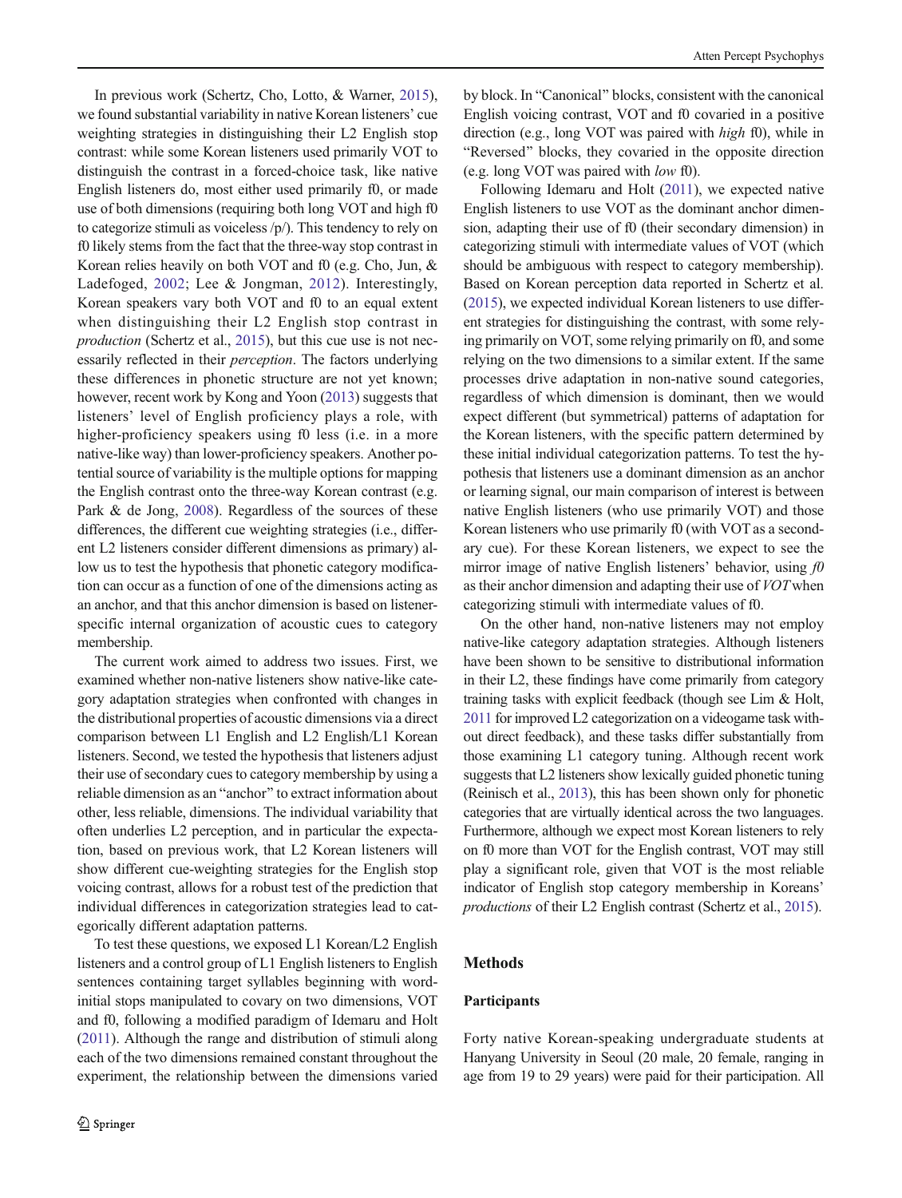In previous work (Schertz, Cho, Lotto, & Warner, 2015), we found substantial variability in native Korean listeners' cue weighting strategies in distinguishing their L2 English stop contrast: while some Korean listeners used primarily VOT to distinguish the contrast in a forced-choice task, like native English listeners do, most either used primarily f0, or made use of both dimensions (requiring both long VOT and high f0 to categorize stimuli as voiceless /p/). This tendency to rely on f0 likely stems from the fact that the three-way stop contrast in Korean relies heavily on both VOT and f0 (e.g. Cho, Jun, & Ladefoged, 2002; Lee & Jongman, 2012). Interestingly, Korean speakers vary both VOT and f0 to an equal extent when distinguishing their L2 English stop contrast in *production* (Schertz et al., 2015), but this cue use is not necessarily reflected in their *perception*. The factors underlying these differences in phonetic structure are not yet known; however, recent work by Kong and Yoon (2013) suggests that listeners' level of English proficiency plays a role, with higher-proficiency speakers using f0 less (i.e. in a more native-like way) than lower-proficiency speakers. Another potential source of variability is the multiple options for mapping the English contrast onto the three-way Korean contrast (e.g. Park & de Jong, 2008). Regardless of the sources of these differences, the different cue weighting strategies (i.e., different L2 listeners consider different dimensions as primary) allow us to test the hypothesis that phonetic category modification can occur as a function of one of the dimensions acting as an anchor, and that this anchor dimension is based on listener-specific internal organization of acoustic cues to category membership.

The current work aimed to address two issues. First, we examined whether non-native listeners show native-like category adaptation strategies when confronted with changes in the distributional properties of acoustic dimensions via a direct comparison between L1 English and L2 English/L1 Korean listeners. Second, we tested the hypothesis that listeners adjust their use of secondary cues to category membership by using a reliable dimension as an "anchor" to extract information about other, less reliable, dimensions. The individual variability that often underlies L2 perception, and in particular the expectation, based on previous work, that L2 Korean listeners will show different cue-weighting strategies for the English stop voicing contrast, allows for a robust test of the prediction that individual differences in categorization strategies lead to categorically different adaptation patterns.

To test these questions, we exposed L1 Korean/L2 English listeners and a control group of L1 English listeners to English sentences containing target syllables beginning with word-initial stops manipulated to covary on two dimensions, VOT and f0, following a modified paradigm of Idemaru and Holt (2011). Although the range and distribution of stimuli along each of the two dimensions remained constant throughout the experiment, the relationship between the dimensions varied by block. In "Canonical" blocks, consistent with the canonical English voicing contrast, VOT and f0 covaried in a positive direction (e.g., long VOT was paired with *high* f0), while in "Reversed" blocks, they covaried in the opposite direction (e.g. long VOT was paired with *low* f0).

Following Idemaru and Holt (2011), we expected native English listeners to use VOT as the dominant anchor dimension, adapting their use of f0 (their secondary dimension) in categorizing stimuli with intermediate values of VOT (which should be ambiguous with respect to category membership). Based on Korean perception data reported in Schertz et al. (2015), we expected individual Korean listeners to use different strategies for distinguishing the contrast, with some relying primarily on VOT, some relying primarily on f0, and some relying on the two dimensions to a similar extent. If the same processes drive adaptation in non-native sound categories, regardless of which dimension is dominant, then we would expect different (but symmetrical) patterns of adaptation for the Korean listeners, with the specific pattern determined by these initial individual categorization patterns. To test the hypothesis that listeners use a dominant dimension as an anchor or learning signal, our main comparison of interest is between native English listeners (who use primarily VOT) and those Korean listeners who use primarily f0 (with VOT as a secondary cue). For these Korean listeners, we expect to see the mirror image of native English listeners' behavior, using *f0* as their anchor dimension and adapting their use of *VOT* when categorizing stimuli with intermediate values of f0.

On the other hand, non-native listeners may not employ native-like category adaptation strategies. Although listeners have been shown to be sensitive to distributional information in their L2, these findings have come primarily from category training tasks with explicit feedback (though see Lim & Holt, 2011 for improved L2 categorization on a videogame task without direct feedback), and these tasks differ substantially from those examining L1 category tuning. Although recent work suggests that L2 listeners show lexically guided phonetic tuning (Reinisch et al., 2013), this has been shown only for phonetic categories that are virtually identical across the two languages. Furthermore, although we expect most Korean listeners to rely on f0 more than VOT for the English contrast, VOT may still play a significant role, given that VOT is the most reliable indicator of English stop category membership in Koreans' *productions* of their L2 English contrast (Schertz et al., 2015).

## Methods

### Participants

Forty native Korean-speaking undergraduate students at Hanyang University in Seoul (20 male, 20 female, ranging in age from 19 to 29 years) were paid for their participation. All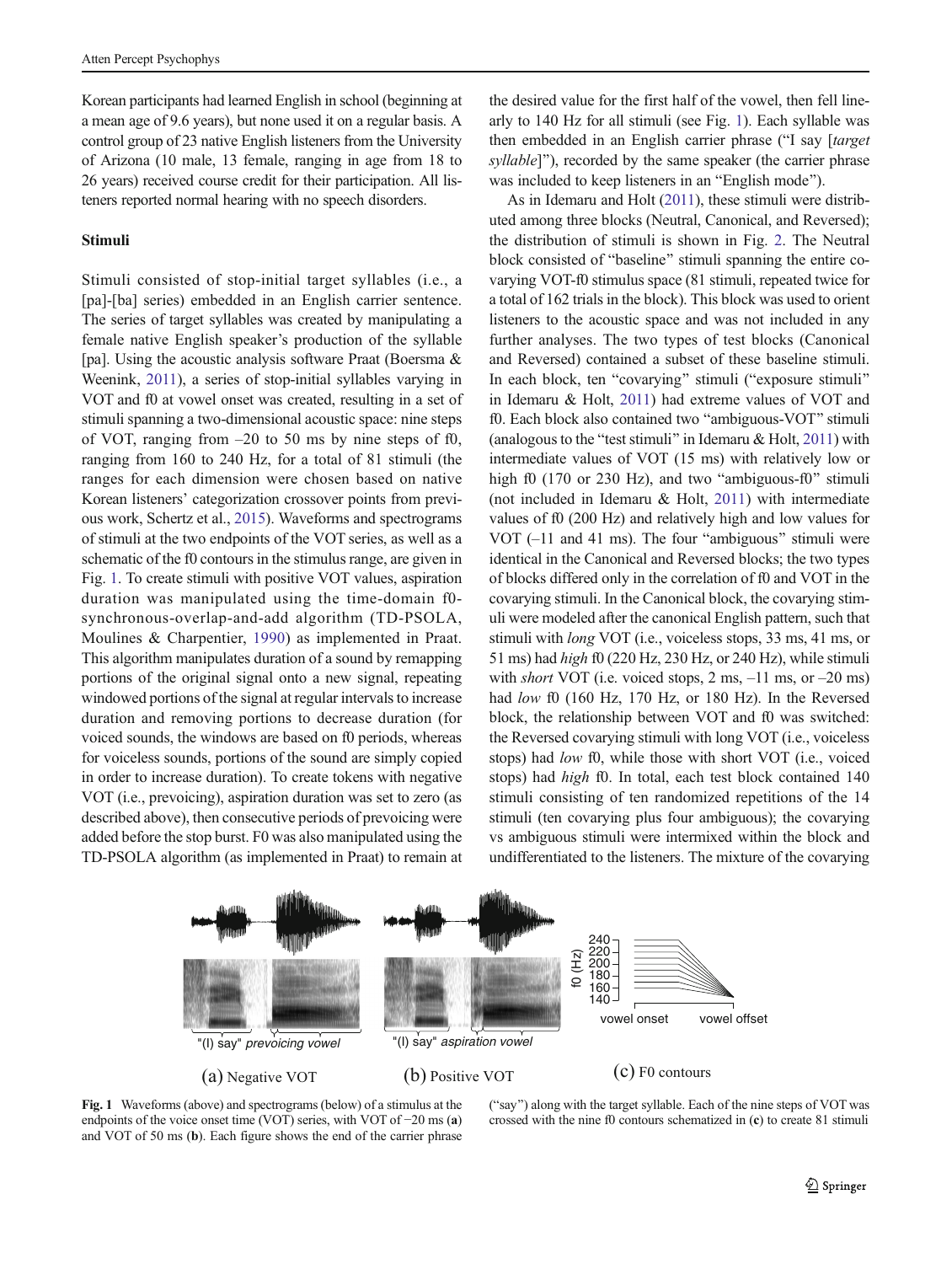Korean participants had learned English in school (beginning at a mean age of 9.6 years), but none used it on a regular basis. A control group of 23 native English listeners from the University of Arizona (10 male, 13 female, ranging in age from 18 to 26 years) received course credit for their participation. All listeners reported normal hearing with no speech disorders.

### Stimuli

Stimuli consisted of stop-initial target syllables (i.e., a [pa]-[ba] series) embedded in an English carrier sentence. The series of target syllables was created by manipulating a female native English speaker's production of the syllable [pa]. Using the acoustic analysis software Praat (Boersma & Weenink, 2011), a series of stop-initial syllables varying in VOT and f0 at vowel onset was created, resulting in a set of stimuli spanning a two-dimensional acoustic space: nine steps of VOT, ranging from –20 to 50 ms by nine steps of f0, ranging from 160 to 240 Hz, for a total of 81 stimuli (the ranges for each dimension were chosen based on native Korean listeners' categorization crossover points from previous work, Schertz et al., 2015). Waveforms and spectrograms of stimuli at the two endpoints of the VOT series, as well as a schematic of the f0 contours in the stimulus range, are given in Fig. 1. To create stimuli with positive VOT values, aspiration duration was manipulated using the time-domain f0-synchronous-overlap-and-add algorithm (TD-PSOLA, Moulines & Charpentier, 1990) as implemented in Praat. This algorithm manipulates duration of a sound by remapping portions of the original signal onto a new signal, repeating windowed portions of the signal at regular intervals to increase duration and removing portions to decrease duration (for voiced sounds, the windows are based on f0 periods, whereas for voiceless sounds, portions of the sound are simply copied in order to increase duration). To create tokens with negative VOT (i.e., prevoicing), aspiration duration was set to zero (as described above), then consecutive periods of prevoicing were added before the stop burst. F0 was also manipulated using the TD-PSOLA algorithm (as implemented in Praat) to remain at the desired value for the first half of the vowel, then fell linearly to 140 Hz for all stimuli (see Fig. 1). Each syllable was then embedded in an English carrier phrase ("I say [*target syllable*]"), recorded by the same speaker (the carrier phrase was included to keep listeners in an "English mode").

As in Idemaru and Holt (2011), these stimuli were distributed among three blocks (Neutral, Canonical, and Reversed); the distribution of stimuli is shown in Fig. 2. The Neutral block consisted of "baseline" stimuli spanning the entire covarying VOT-f0 stimulus space (81 stimuli, repeated twice for a total of 162 trials in the block). This block was used to orient listeners to the acoustic space and was not included in any further analyses. The two types of test blocks (Canonical and Reversed) contained a subset of these baseline stimuli. In each block, ten "covarying" stimuli ("exposure stimuli" in Idemaru & Holt, 2011) had extreme values of VOT and f0. Each block also contained two "ambiguous-VOT" stimuli (analogous to the "test stimuli" in Idemaru & Holt, 2011) with intermediate values of VOT (15 ms) with relatively low or high f0 (170 or 230 Hz), and two "ambiguous-f0" stimuli (not included in Idemaru & Holt, 2011) with intermediate values of f0 (200 Hz) and relatively high and low values for VOT (–11 and 41 ms). The four "ambiguous" stimuli were identical in the Canonical and Reversed blocks; the two types of blocks differed only in the correlation of f0 and VOT in the covarying stimuli. In the Canonical block, the covarying stimuli were modeled after the canonical English pattern, such that stimuli with *long* VOT (i.e., voiceless stops, 33 ms, 41 ms, or 51 ms) had *high* f0 (220 Hz, 230 Hz, or 240 Hz), while stimuli with *short* VOT (i.e. voiced stops, 2 ms, –11 ms, or –20 ms) had *low* f0 (160 Hz, 170 Hz, or 180 Hz). In the Reversed block, the relationship between VOT and f0 was switched: the Reversed covarying stimuli with long VOT (i.e., voiceless stops) had *low* f0, while those with short VOT (i.e., voiced stops) had *high* f0. In total, each test block contained 140 stimuli consisting of ten randomized repetitions of the 14 stimuli (ten covarying plus four ambiguous); the covarying vs ambiguous stimuli were intermixed within the block and undifferentiated to the listeners. The mixture of the covarying

**Fig. 1** Waveforms (above) and spectrograms (below) of a stimulus at the endpoints of the voice onset time (VOT) series, with VOT of −20 ms (**a**) and VOT of 50 ms (**b**). Each figure shows the end of the carrier phrase ("say") along with the target syllable. Each of the nine steps of VOT was crossed with the nine f0 contours schematized in (**c**) to create 81 stimuli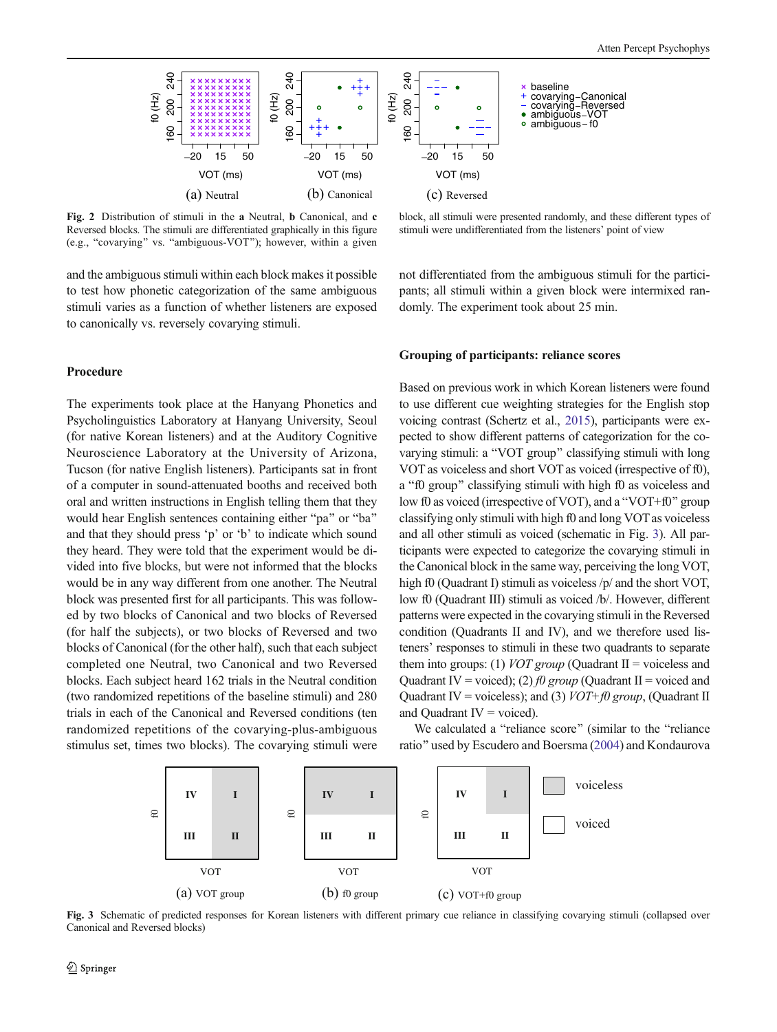Fig. 2 Distribution of stimuli in the **a** Neutral, **b** Canonical, and **c** Reversed blocks. The stimuli are differentiated graphically in this figure (e.g., "covarying" vs. "ambiguous-VOT"); however, within a given block, all stimuli were presented randomly, and these different types of stimuli were undifferentiated from the listeners' point of view

and the ambiguous stimuli within each block makes it possible to test how phonetic categorization of the same ambiguous stimuli varies as a function of whether listeners are exposed to canonically vs. reversely covarying stimuli.

### Procedure

The experiments took place at the Hanyang Phonetics and Psycholinguistics Laboratory at Hanyang University, Seoul (for native Korean listeners) and at the Auditory Cognitive Neuroscience Laboratory at the University of Arizona, Tucson (for native English listeners). Participants sat in front of a computer in sound-attenuated booths and received both oral and written instructions in English telling them that they would hear English sentences containing either "pa" or "ba" and that they should press 'p' or 'b' to indicate which sound they heard. They were told that the experiment would be divided into five blocks, but were not informed that the blocks would be in any way different from one another. The Neutral block was presented first for all participants. This was followed by two blocks of Canonical and two blocks of Reversed (for half the subjects), or two blocks of Reversed and two blocks of Canonical (for the other half), such that each subject completed one Neutral, two Canonical and two Reversed blocks. Each subject heard 162 trials in the Neutral condition (two randomized repetitions of the baseline stimuli) and 280 trials in each of the Canonical and Reversed conditions (ten randomized repetitions of the covarying-plus-ambiguous stimulus set, times two blocks). The covarying stimuli were not differentiated from the ambiguous stimuli for the participants; all stimuli within a given block were intermixed randomly. The experiment took about 25 min.

### Grouping of participants: reliance scores

Based on previous work in which Korean listeners were found to use different cue weighting strategies for the English stop voicing contrast (Schertz et al., 2015), participants were expected to show different patterns of categorization for the covarying stimuli: a "VOT group" classifying stimuli with long VOT as voiceless and short VOT as voiced (irrespective of f0), a "f0 group" classifying stimuli with high f0 as voiceless and low f0 as voiced (irrespective of VOT), and a "VOT+f0" group classifying only stimuli with high f0 and long VOT as voiceless and all other stimuli as voiced (schematic in Fig. 3). All participants were expected to categorize the covarying stimuli in the Canonical block in the same way, perceiving the long VOT, high f0 (Quadrant I) stimuli as voiceless /p/ and the short VOT, low f0 (Quadrant III) stimuli as voiced /b/. However, different patterns were expected in the covarying stimuli in the Reversed condition (Quadrants II and IV), and we therefore used listeners' responses to stimuli in these two quadrants to separate them into groups: (1) *VOT group* (Quadrant II = voiceless and Quadrant IV = voiced); (2) *f0 group* (Quadrant II = voiced and Quadrant IV = voiceless); and (3) *VOT+f0 group*, (Quadrant II and Quadrant IV = voiced).

We calculated a "reliance score" (similar to the "reliance ratio" used by Escudero and Boersma (2004) and Kondaurova

Fig. 3 Schematic of predicted responses for Korean listeners with different primary cue reliance in classifying covarying stimuli (collapsed over Canonical and Reversed blocks)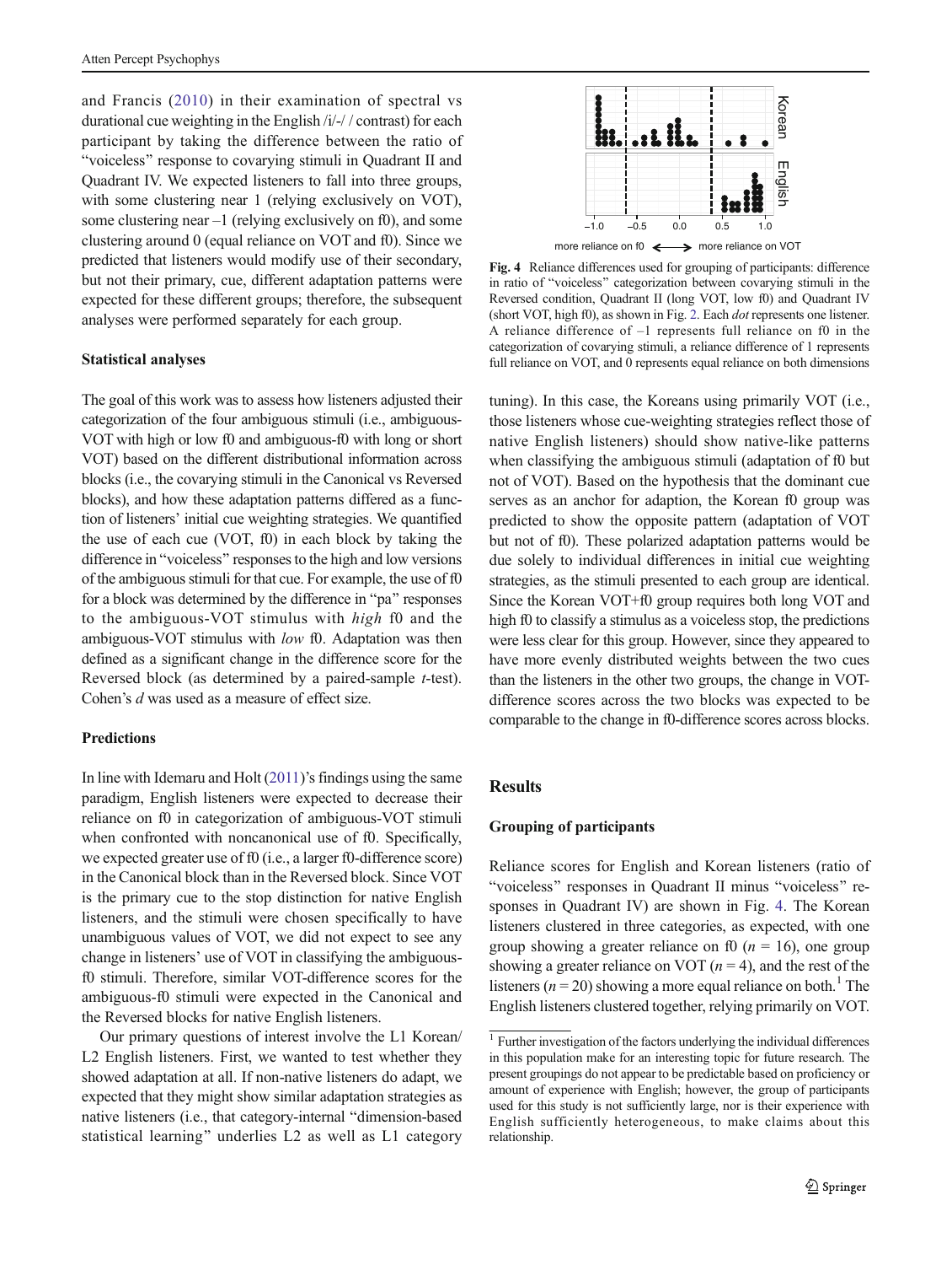and Francis (2010) in their examination of spectral vs durational cue weighting in the English /i/-/ / contrast) for each participant by taking the difference between the ratio of "voiceless" response to covarying stimuli in Quadrant II and Quadrant IV. We expected listeners to fall into three groups, with some clustering near 1 (relying exclusively on VOT), some clustering near –1 (relying exclusively on f0), and some clustering around 0 (equal reliance on VOT and f0). Since we predicted that listeners would modify use of their secondary, but not their primary, cue, different adaptation patterns were expected for these different groups; therefore, the subsequent analyses were performed separately for each group.

### Statistical analyses

The goal of this work was to assess how listeners adjusted their categorization of the four ambiguous stimuli (i.e., ambiguous-VOT with high or low f0 and ambiguous-f0 with long or short VOT) based on the different distributional information across blocks (i.e., the covarying stimuli in the Canonical vs Reversed blocks), and how these adaptation patterns differed as a function of listeners' initial cue weighting strategies. We quantified the use of each cue (VOT, f0) in each block by taking the difference in "voiceless" responses to the high and low versions of the ambiguous stimuli for that cue. For example, the use of f0 for a block was determined by the difference in "pa" responses to the ambiguous-VOT stimulus with *high* f0 and the ambiguous-VOT stimulus with *low* f0. Adaptation was then defined as a significant change in the difference score for the Reversed block (as determined by a paired-sample *t*-test). Cohen's *d* was used as a measure of effect size.

### Predictions

In line with Idemaru and Holt (2011)'s findings using the same paradigm, English listeners were expected to decrease their reliance on f0 in categorization of ambiguous-VOT stimuli when confronted with noncanonical use of f0. Specifically, we expected greater use of f0 (i.e., a larger f0-difference score) in the Canonical block than in the Reversed block. Since VOT is the primary cue to the stop distinction for native English listeners, and the stimuli were chosen specifically to have unambiguous values of VOT, we did not expect to see any change in listeners' use of VOT in classifying the ambiguous-f0 stimuli. Therefore, similar VOT-difference scores for the ambiguous-f0 stimuli were expected in the Canonical and the Reversed blocks for native English listeners.

Our primary questions of interest involve the L1 Korean/L2 English listeners. First, we wanted to test whether they showed adaptation at all. If non-native listeners do adapt, we expected that they might show similar adaptation strategies as native listeners (i.e., that category-internal "dimension-based statistical learning" underlies L2 as well as L1 category tuning). In this case, the Koreans using primarily VOT (i.e., those listeners whose cue-weighting strategies reflect those of native English listeners) should show native-like patterns when classifying the ambiguous stimuli (adaptation of f0 but not of VOT). Based on the hypothesis that the dominant cue serves as an anchor for adaption, the Korean f0 group was predicted to show the opposite pattern (adaptation of VOT but not of f0). These polarized adaptation patterns would be due solely to individual differences in initial cue weighting strategies, as the stimuli presented to each group are identical. Since the Korean VOT+f0 group requires both long VOT and high f0 to classify a stimulus as a voiceless stop, the predictions were less clear for this group. However, since they appeared to have more evenly distributed weights between the two cues than the listeners in the other two groups, the change in VOT-difference scores across the two blocks was expected to be comparable to the change in f0-difference scores across blocks.

Fig. 4 Reliance differences used for grouping of participants: difference in ratio of "voiceless" categorization between covarying stimuli in the Reversed condition, Quadrant II (long VOT, low f0) and Quadrant IV (short VOT, high f0), as shown in Fig. 2. Each *dot* represents one listener. A reliance difference of –1 represents full reliance on f0 in the categorization of covarying stimuli, a reliance difference of 1 represents full reliance on VOT, and 0 represents equal reliance on both dimensions

## Results

### Grouping of participants

Reliance scores for English and Korean listeners (ratio of "voiceless" responses in Quadrant II minus "voiceless" responses in Quadrant IV) are shown in Fig. 4. The Korean listeners clustered in three categories, as expected, with one group showing a greater reliance on f0 ($n = 16$), one group showing a greater reliance on VOT ($n = 4$), and the rest of the listeners ($n = 20$) showing a more equal reliance on both.[1] The English listeners clustered together, relying primarily on VOT.

[1] Further investigation of the factors underlying the individual differences in this population make for an interesting topic for future research. The present groupings do not appear to be predictable based on proficiency or amount of experience with English; however, the group of participants used for this study is not sufficiently large, nor is their experience with English sufficiently heterogeneous, to make claims about this relationship.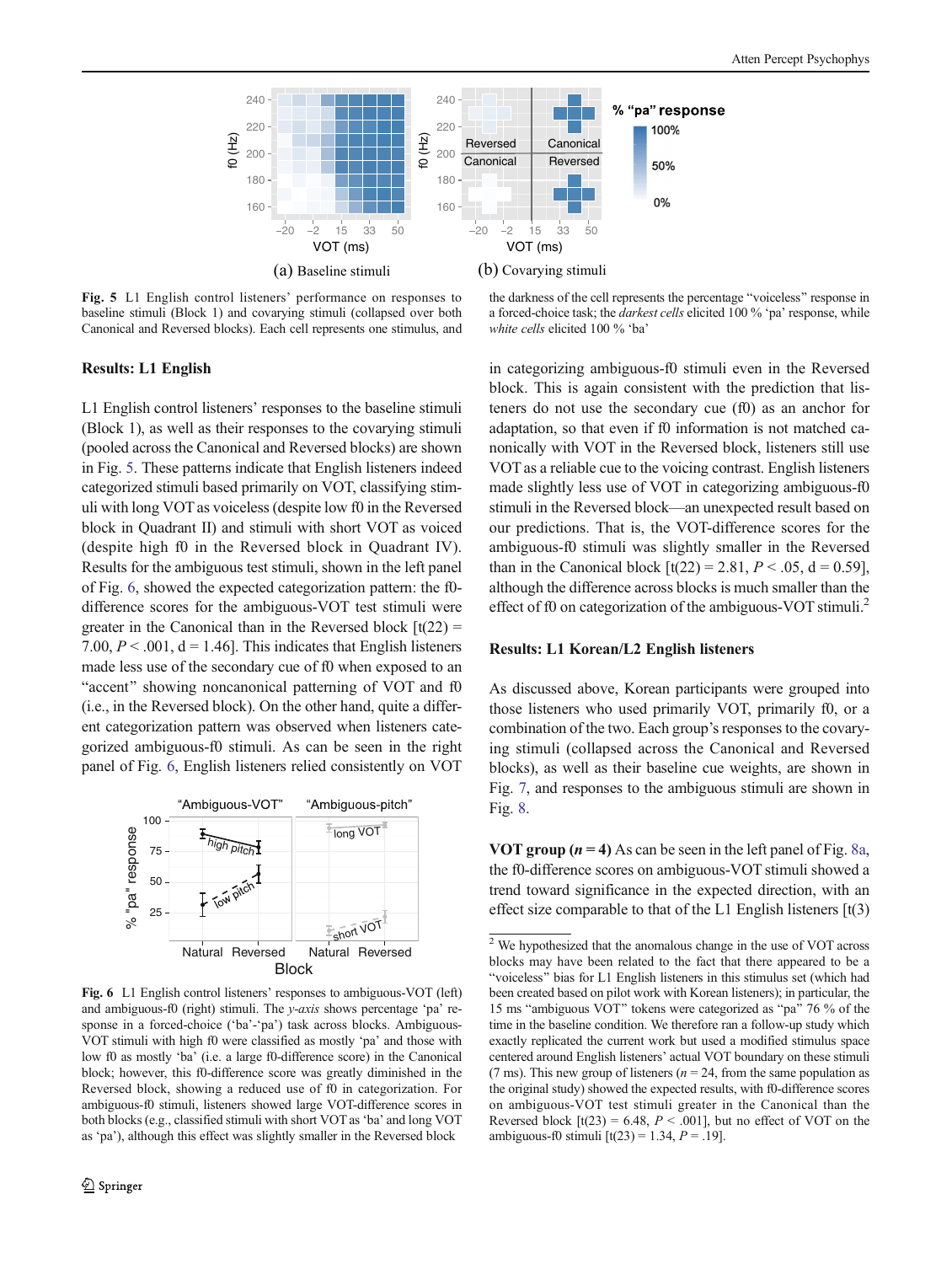Fig. 5 L1 English control listeners' performance on responses to baseline stimuli (Block 1) and covarying stimuli (collapsed over both Canonical and Reversed blocks). Each cell represents one stimulus, and the darkness of the cell represents the percentage "voiceless" response in a forced-choice task; the *darkest cells* elicited 100 % 'pa' response, while *white cells* elicited 100 % 'ba'

### Results: L1 English

L1 English control listeners' responses to the baseline stimuli (Block 1), as well as their responses to the covarying stimuli (pooled across the Canonical and Reversed blocks) are shown in Fig. 5. These patterns indicate that English listeners indeed categorized stimuli based primarily on VOT, classifying stimuli with long VOT as voiceless (despite low f0 in the Reversed block in Quadrant II) and stimuli with short VOT as voiced (despite high f0 in the Reversed block in Quadrant IV). Results for the ambiguous test stimuli, shown in the left panel of Fig. 6, showed the expected categorization pattern: the f0-difference scores for the ambiguous-VOT test stimuli were greater in the Canonical than in the Reversed block [$t(22) = 7.00$, $P < .001$, $d = 1.46$]. This indicates that English listeners made less use of the secondary cue of f0 when exposed to an "accent" showing noncanonical patterning of VOT and f0 (i.e., in the Reversed block). On the other hand, quite a different categorization pattern was observed when listeners categorized ambiguous-f0 stimuli. As can be seen in the right panel of Fig. 6, English listeners relied consistently on VOT in categorizing ambiguous-f0 stimuli even in the Reversed block. This is again consistent with the prediction that listeners do not use the secondary cue (f0) as an anchor for adaptation, so that even if f0 information is not matched canonically with VOT in the Reversed block, listeners still use VOT as a reliable cue to the voicing contrast. English listeners made slightly less use of VOT in categorizing ambiguous-f0 stimuli in the Reversed block—an unexpected result based on our predictions. That is, the VOT-difference scores for the ambiguous-f0 stimuli was slightly smaller in the Reversed than in the Canonical block [$t(22) = 2.81$, $P < .05$, $d = 0.59$], although the difference across blocks is much smaller than the effect of f0 on categorization of the ambiguous-VOT stimuli.[2]

Fig. 6 L1 English control listeners' responses to ambiguous-VOT (left) and ambiguous-f0 (right) stimuli. The *y-axis* shows percentage 'pa' response in a forced-choice ('ba'-'pa') task across blocks. Ambiguous-VOT stimuli with high f0 were classified as mostly 'pa' and those with low f0 as mostly 'ba' (i.e. a large f0-difference score) in the Canonical block; however, this f0-difference score was greatly diminished in the Reversed block, showing a reduced use of f0 in categorization. For ambiguous-f0 stimuli, listeners showed large VOT-difference scores in both blocks (e.g., classified stimuli with short VOT as 'ba' and long VOT as 'pa'), although this effect was slightly smaller in the Reversed block

### Results: L1 Korean/L2 English listeners

As discussed above, Korean participants were grouped into those listeners who used primarily VOT, primarily f0, or a combination of the two. Each group's responses to the covarying stimuli (collapsed across the Canonical and Reversed blocks), as well as their baseline cue weights, are shown in Fig. 7, and responses to the ambiguous stimuli are shown in Fig. 8.

**VOT group ($n = 4$)** As can be seen in the left panel of Fig. 8a, the f0-difference scores on ambiguous-VOT stimuli showed a trend toward significance in the expected direction, with an effect size comparable to that of the L1 English listeners [t(3)

[2] We hypothesized that the anomalous change in the use of VOT across blocks may have been related to the fact that there appeared to be a "voiceless" bias for L1 English listeners in this stimulus set (which had been created based on pilot work with Korean listeners); in particular, the 15 ms "ambiguous VOT" tokens were categorized as "pa" 76 % of the time in the baseline condition. We therefore ran a follow-up study which exactly replicated the current work but used a modified stimulus space centered around English listeners' actual VOT boundary on these stimuli (7 ms). This new group of listeners ($n = 24$, from the same population as the original study) showed the expected results, with f0-difference scores on ambiguous-VOT test stimuli greater in the Canonical than the Reversed block [$t(23) = 6.48$, $P < .001$], but no effect of VOT on the ambiguous-f0 stimuli [$t(23) = 1.34$, $P = .19$].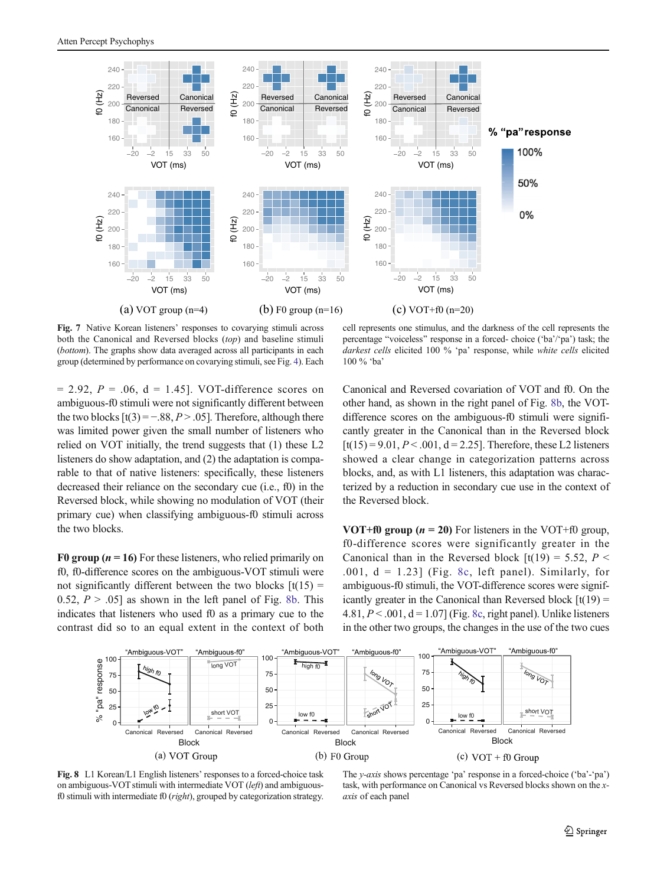Fig. 7 Native Korean listeners' responses to covarying stimuli across both the Canonical and Reversed blocks (*top*) and baseline stimuli (*bottom*). The graphs show data averaged across all participants in each group (determined by performance on covarying stimuli, see Fig. 4). Each cell represents one stimulus, and the darkness of the cell represents the percentage "voiceless" response in a forced- choice ('ba'/'pa') task; the *darkest cells* elicited 100 % 'pa' response, while *white cells* elicited 100 % 'ba'

= 2.92, $P$ = .06, d = 1.45]. VOT-difference scores on ambiguous-f0 stimuli were not significantly different between the two blocks [t(3) = −.88, $P > .05$]. Therefore, although there was limited power given the small number of listeners who relied on VOT initially, the trend suggests that (1) these L2 listeners do show adaptation, and (2) the adaptation is comparable to that of native listeners: specifically, these listeners decreased their reliance on the secondary cue (i.e., f0) in the Reversed block, while showing no modulation of VOT (their primary cue) when classifying ambiguous-f0 stimuli across the two blocks.

**F0 group (*n* = 16)** For these listeners, who relied primarily on f0, f0-difference scores on the ambiguous-VOT stimuli were not significantly different between the two blocks [t(15) = 0.52, $P > .05$] as shown in the left panel of Fig. 8b. This indicates that listeners who used f0 as a primary cue to the contrast did so to an equal extent in the context of both Canonical and Reversed covariation of VOT and f0. On the other hand, as shown in the right panel of Fig. 8b, the VOT-difference scores on the ambiguous-f0 stimuli were significantly greater in the Canonical than in the Reversed block [t(15) = 9.01, $P < .001$, d = 2.25]. Therefore, these L2 listeners showed a clear change in categorization patterns across blocks, and, as with L1 listeners, this adaptation was characterized by a reduction in secondary cue use in the context of the Reversed block.

**VOT+f0 group (*n* = 20)** For listeners in the VOT+f0 group, f0-difference scores were significantly greater in the Canonical than in the Reversed block [t(19) = 5.52, $P <$ .001, d = 1.23] (Fig. 8c, left panel). Similarly, for ambiguous-f0 stimuli, the VOT-difference scores were significantly greater in the Canonical than Reversed block [t(19) = 4.81, $P < .001$, d = 1.07] (Fig. 8c, right panel). Unlike listeners in the other two groups, the changes in the use of the two cues

Fig. 8 L1 Korean/L1 English listeners' responses to a forced-choice task on ambiguous-VOT stimuli with intermediate VOT (*left*) and ambiguous-f0 stimuli with intermediate f0 (*right*), grouped by categorization strategy. The *y-axis* shows percentage 'pa' response in a forced-choice ('ba'-'pa') task, with performance on Canonical vs Reversed blocks shown on the *x-axis* of each panel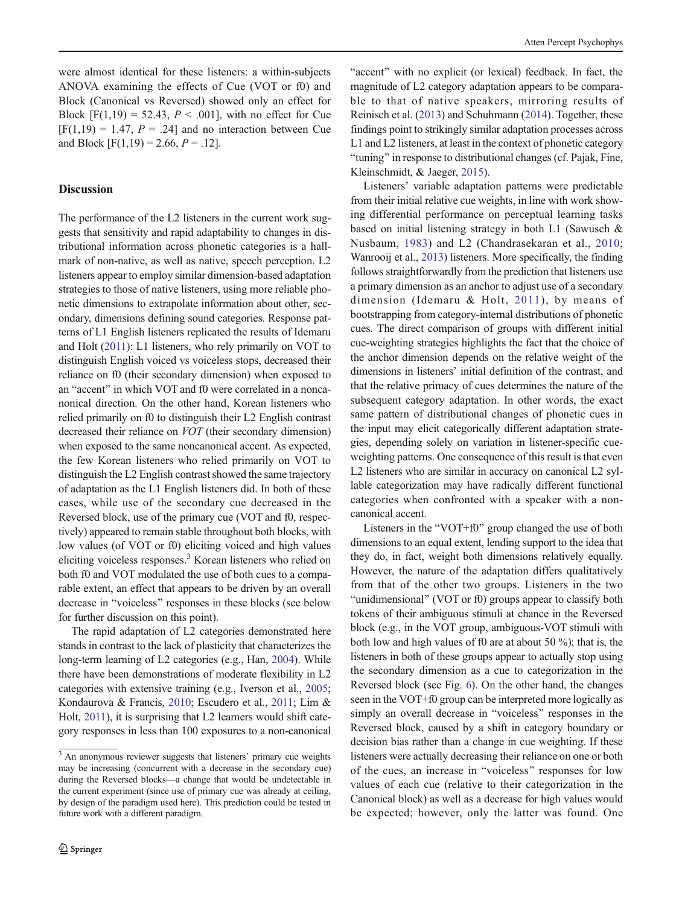were almost identical for these listeners: a within-subjects ANOVA examining the effects of Cue (VOT or f0) and Block (Canonical vs Reversed) showed only an effect for Block [$F(1,19) = 52.43$, $P < .001$], with no effect for Cue [$F(1,19) = 1.47$, $P = .24$] and no interaction between Cue and Block [$F(1,19) = 2.66$, $P = .12$].

## Discussion

The performance of the L2 listeners in the current work suggests that sensitivity and rapid adaptability to changes in distributional information across phonetic categories is a hallmark of non-native, as well as native, speech perception. L2 listeners appear to employ similar dimension-based adaptation strategies to those of native listeners, using more reliable phonetic dimensions to extrapolate information about other, secondary, dimensions defining sound categories. Response patterns of L1 English listeners replicated the results of Idemaru and Holt (2011): L1 listeners, who rely primarily on VOT to distinguish English voiced vs voiceless stops, decreased their reliance on f0 (their secondary dimension) when exposed to an "accent" in which VOT and f0 were correlated in a noncanonical direction. On the other hand, Korean listeners who relied primarily on f0 to distinguish their L2 English contrast decreased their reliance on *VOT* (their secondary dimension) when exposed to the same noncanonical accent. As expected, the few Korean listeners who relied primarily on VOT to distinguish the L2 English contrast showed the same trajectory of adaptation as the L1 English listeners did. In both of these cases, while use of the secondary cue decreased in the Reversed block, use of the primary cue (VOT and f0, respectively) appeared to remain stable throughout both blocks, with low values (of VOT or f0) eliciting voiced and high values eliciting voiceless responses.[3] Korean listeners who relied on both f0 and VOT modulated the use of both cues to a comparable extent, an effect that appears to be driven by an overall decrease in "voiceless" responses in these blocks (see below for further discussion on this point).

The rapid adaptation of L2 categories demonstrated here stands in contrast to the lack of plasticity that characterizes the long-term learning of L2 categories (e.g., Han, 2004). While there have been demonstrations of moderate flexibility in L2 categories with extensive training (e.g., Iverson et al., 2005; Kondaurova & Francis, 2010; Escudero et al., 2011; Lim & Holt, 2011), it is surprising that L2 learners would shift category responses in less than 100 exposures to a non-canonical "accent" with no explicit (or lexical) feedback. In fact, the magnitude of L2 category adaptation appears to be comparable to that of native speakers, mirroring results of Reinisch et al. (2013) and Schuhmann (2014). Together, these findings point to strikingly similar adaptation processes across L1 and L2 listeners, at least in the context of phonetic category "tuning" in response to distributional changes (cf. Pajak, Fine, Kleinschmidt, & Jaeger, 2015).

Listeners' variable adaptation patterns were predictable from their initial relative cue weights, in line with work showing differential performance on perceptual learning tasks based on initial listening strategy in both L1 (Sawusch & Nusbaum, 1983) and L2 (Chandrasekaran et al., 2010; Wanrooij et al., 2013) listeners. More specifically, the finding follows straightforwardly from the prediction that listeners use a primary dimension as an anchor to adjust use of a secondary dimension (Idemaru & Holt, 2011), by means of bootstrapping from category-internal distributions of phonetic cues. The direct comparison of groups with different initial cue-weighting strategies highlights the fact that the choice of the anchor dimension depends on the relative weight of the dimensions in listeners' initial definition of the contrast, and that the relative primacy of cues determines the nature of the subsequent category adaptation. In other words, the exact same pattern of distributional changes of phonetic cues in the input may elicit categorically different adaptation strategies, depending solely on variation in listener-specific cue-weighting patterns. One consequence of this result is that even L2 listeners who are similar in accuracy on canonical L2 syllable categorization may have radically different functional categories when confronted with a speaker with a non-canonical accent.

Listeners in the "VOT+f0" group changed the use of both dimensions to an equal extent, lending support to the idea that they do, in fact, weight both dimensions relatively equally. However, the nature of the adaptation differs qualitatively from that of the other two groups. Listeners in the two "unidimensional" (VOT or f0) groups appear to classify both tokens of their ambiguous stimuli at chance in the Reversed block (e.g., in the VOT group, ambiguous-VOT stimuli with both low and high values of f0 are at about 50 %); that is, the listeners in both of these groups appear to actually stop using the secondary dimension as a cue to categorization in the Reversed block (see Fig. 6). On the other hand, the changes seen in the VOT+f0 group can be interpreted more logically as simply an overall decrease in "voiceless" responses in the Reversed block, caused by a shift in category boundary or decision bias rather than a change in cue weighting. If these listeners were actually decreasing their reliance on one or both of the cues, an increase in "voiceless" responses for low values of each cue (relative to their categorization in the Canonical block) as well as a decrease for high values would be expected; however, only the latter was found. One

[3] An anonymous reviewer suggests that listeners' primary cue weights may be increasing (concurrent with a decrease in the secondary cue) during the Reversed blocks—a change that would be undetectable in the current experiment (since use of primary cue was already at ceiling, by design of the paradigm used here). This prediction could be tested in future work with a different paradigm.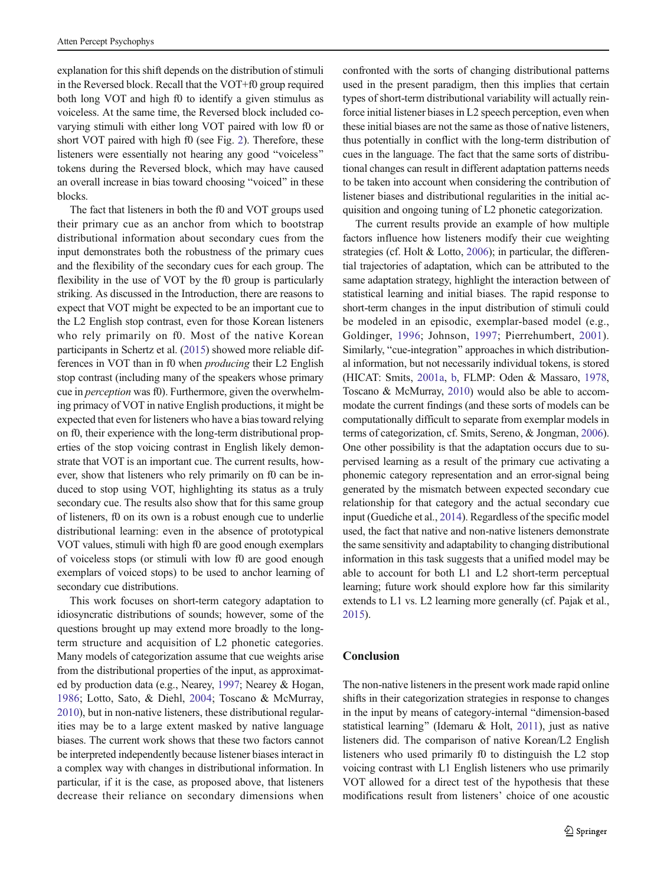explanation for this shift depends on the distribution of stimuli in the Reversed block. Recall that the VOT+f0 group required both long VOT and high f0 to identify a given stimulus as voiceless. At the same time, the Reversed block included co-varying stimuli with either long VOT paired with low f0 or short VOT paired with high f0 (see Fig. 2). Therefore, these listeners were essentially not hearing any good "voiceless" tokens during the Reversed block, which may have caused an overall increase in bias toward choosing "voiced" in these blocks.

The fact that listeners in both the f0 and VOT groups used their primary cue as an anchor from which to bootstrap distributional information about secondary cues from the input demonstrates both the robustness of the primary cues and the flexibility of the secondary cues for each group. The flexibility in the use of VOT by the f0 group is particularly striking. As discussed in the Introduction, there are reasons to expect that VOT might be expected to be an important cue to the L2 English stop contrast, even for those Korean listeners who rely primarily on f0. Most of the native Korean participants in Schertz et al. (2015) showed more reliable differences in VOT than in f0 when *producing* their L2 English stop contrast (including many of the speakers whose primary cue in *perception* was f0). Furthermore, given the overwhelming primacy of VOT in native English productions, it might be expected that even for listeners who have a bias toward relying on f0, their experience with the long-term distributional properties of the stop voicing contrast in English likely demonstrate that VOT is an important cue. The current results, however, show that listeners who rely primarily on f0 can be induced to stop using VOT, highlighting its status as a truly secondary cue. The results also show that for this same group of listeners, f0 on its own is a robust enough cue to underlie distributional learning: even in the absence of prototypical VOT values, stimuli with high f0 are good enough exemplars of voiceless stops (or stimuli with low f0 are good enough exemplars of voiced stops) to be used to anchor learning of secondary cue distributions.

This work focuses on short-term category adaptation to idiosyncratic distributions of sounds; however, some of the questions brought up may extend more broadly to the long-term structure and acquisition of L2 phonetic categories. Many models of categorization assume that cue weights arise from the distributional properties of the input, as approximated by production data (e.g., Nearey, 1997; Nearey & Hogan, 1986; Lotto, Sato, & Diehl, 2004; Toscano & McMurray, 2010), but in non-native listeners, these distributional regularities may be to a large extent masked by native language biases. The current work shows that these two factors cannot be interpreted independently because listener biases interact in a complex way with changes in distributional information. In particular, if it is the case, as proposed above, that listeners decrease their reliance on secondary dimensions when confronted with the sorts of changing distributional patterns used in the present paradigm, then this implies that certain types of short-term distributional variability will actually reinforce initial listener biases in L2 speech perception, even when these initial biases are not the same as those of native listeners, thus potentially in conflict with the long-term distribution of cues in the language. The fact that the same sorts of distributional changes can result in different adaptation patterns needs to be taken into account when considering the contribution of listener biases and distributional regularities in the initial acquisition and ongoing tuning of L2 phonetic categorization.

The current results provide an example of how multiple factors influence how listeners modify their cue weighting strategies (cf. Holt & Lotto, 2006); in particular, the differential trajectories of adaptation, which can be attributed to the same adaptation strategy, highlight the interaction between of statistical learning and initial biases. The rapid response to short-term changes in the input distribution of stimuli could be modeled in an episodic, exemplar-based model (e.g., Goldinger, 1996; Johnson, 1997; Pierrehumbert, 2001). Similarly, "cue-integration" approaches in which distributional information, but not necessarily individual tokens, is stored (HICAT: Smits, 2001a, b, FLMP: Oden & Massaro, 1978, Toscano & McMurray, 2010) would also be able to accommodate the current findings (and these sorts of models can be computationally difficult to separate from exemplar models in terms of categorization, cf. Smits, Sereno, & Jongman, 2006). One other possibility is that the adaptation occurs due to supervised learning as a result of the primary cue activating a phonemic category representation and an error-signal being generated by the mismatch between expected secondary cue relationship for that category and the actual secondary cue input (Guediche et al., 2014). Regardless of the specific model used, the fact that native and non-native listeners demonstrate the same sensitivity and adaptability to changing distributional information in this task suggests that a unified model may be able to account for both L1 and L2 short-term perceptual learning; future work should explore how far this similarity extends to L1 vs. L2 learning more generally (cf. Pajak et al., 2015).

## Conclusion

The non-native listeners in the present work made rapid online shifts in their categorization strategies in response to changes in the input by means of category-internal "dimension-based statistical learning" (Idemaru & Holt, 2011), just as native listeners did. The comparison of native Korean/L2 English listeners who used primarily f0 to distinguish the L2 stop voicing contrast with L1 English listeners who use primarily VOT allowed for a direct test of the hypothesis that these modifications result from listeners' choice of one acoustic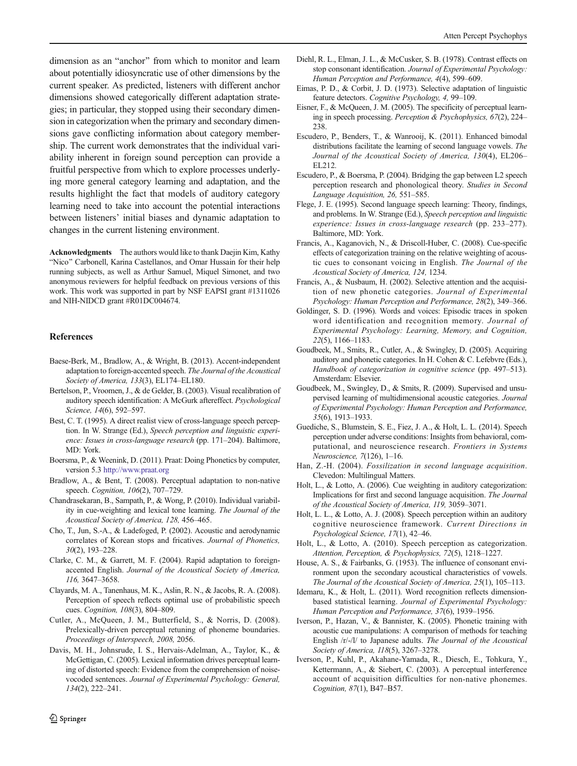dimension as an "anchor" from which to monitor and learn about potentially idiosyncratic use of other dimensions by the current speaker. As predicted, listeners with different anchor dimensions showed categorically different adaptation strategies; in particular, they stopped using their secondary dimension in categorization when the primary and secondary dimensions gave conflicting information about category membership. The current work demonstrates that the individual variability inherent in foreign sound perception can provide a fruitful perspective from which to explore processes underlying more general category learning and adaptation, and the results highlight the fact that models of auditory category learning need to take into account the potential interactions between listeners' initial biases and dynamic adaptation to changes in the current listening environment.

**Acknowledgments** The authors would like to thank Daejin Kim, Kathy "Nico" Carbonell, Karina Castellanos, and Omar Hussain for their help running subjects, as well as Arthur Samuel, Miquel Simonet, and two anonymous reviewers for helpful feedback on previous versions of this work. This work was supported in part by NSF EAPSI grant #1311026 and NIH-NIDCD grant #R01DC004674.

## References

Baese-Berk, M., Bradlow, A., & Wright, B. (2013). Accent-independent adaptation to foreign-accented speech. *The Journal of the Acoustical Society of America, 133*(3), EL174–EL180.

Bertelson, P., Vroomen, J., & de Gelder, B. (2003). Visual recalibration of auditory speech identification: A McGurk aftereffect. *Psychological Science, 14*(6), 592–597.

Best, C. T. (1995). A direct realist view of cross-language speech perception. In W. Strange (Ed.), *Speech perception and linguistic experience: Issues in cross-language research* (pp. 171–204). Baltimore, MD: York.

Boersma, P., & Weenink, D. (2011). Praat: Doing Phonetics by computer, version 5.3 http://www.praat.org

Bradlow, A., & Bent, T. (2008). Perceptual adaptation to non-native speech. *Cognition, 106*(2), 707–729.

Chandrasekaran, B., Sampath, P., & Wong, P. (2010). Individual variability in cue-weighting and lexical tone learning. *The Journal of the Acoustical Society of America, 128,* 456–465.

Cho, T., Jun, S.-A., & Ladefoged, P. (2002). Acoustic and aerodynamic correlates of Korean stops and fricatives. *Journal of Phonetics, 30*(2), 193–228.

Clarke, C. M., & Garrett, M. F. (2004). Rapid adaptation to foreign-accented English. *Journal of the Acoustical Society of America, 116,* 3647–3658.

Clayards, M. A., Tanenhaus, M. K., Aslin, R. N., & Jacobs, R. A. (2008). Perception of speech reflects optimal use of probabilistic speech cues. *Cognition, 108*(3), 804–809.

Cutler, A., McQueen, J. M., Butterfield, S., & Norris, D. (2008). Prelexically-driven perceptual retuning of phoneme boundaries. *Proceedings of Interspeech, 2008,* 2056.

Davis, M. H., Johnsrude, I. S., Hervais-Adelman, A., Taylor, K., & McGettigan, C. (2005). Lexical information drives perceptual learning of distorted speech: Evidence from the comprehension of noise-vocoded sentences. *Journal of Experimental Psychology: General, 134*(2), 222–241.

Diehl, R. L., Elman, J. L., & McCusker, S. B. (1978). Contrast effects on stop consonant identification. *Journal of Experimental Psychology: Human Perception and Performance, 4*(4), 599–609.

Eimas, P. D., & Corbit, J. D. (1973). Selective adaptation of linguistic feature detectors. *Cognitive Psychology, 4,* 99–109.

Eisner, F., & McQueen, J. M. (2005). The specificity of perceptual learning in speech processing. *Perception & Psychophysics, 67*(2), 224–238.

Escudero, P., Benders, T., & Wanrooij, K. (2011). Enhanced bimodal distributions facilitate the learning of second language vowels. *The Journal of the Acoustical Society of America, 130*(4), EL206–EL212.

Escudero, P., & Boersma, P. (2004). Bridging the gap between L2 speech perception research and phonological theory. *Studies in Second Language Acquisition, 26,* 551–585.

Flege, J. E. (1995). Second language speech learning: Theory, findings, and problems. In W. Strange (Ed.), *Speech perception and linguistic experience: Issues in cross-language research* (pp. 233–277). Baltimore, MD: York.

Francis, A., Kaganovich, N., & Driscoll-Huber, C. (2008). Cue-specific effects of categorization training on the relative weighting of acoustic cues to consonant voicing in English. *The Journal of the Acoustical Society of America, 124,* 1234.

Francis, A., & Nusbaum, H. (2002). Selective attention and the acquisition of new phonetic categories. *Journal of Experimental Psychology: Human Perception and Performance, 28*(2), 349–366.

Goldinger, S. D. (1996). Words and voices: Episodic traces in spoken word identification and recognition memory. *Journal of Experimental Psychology: Learning, Memory, and Cognition, 22*(5), 1166–1183.

Goudbeek, M., Smits, R., Cutler, A., & Swingley, D. (2005). Acquiring auditory and phonetic categories. In H. Cohen & C. Lefebvre (Eds.), *Handbook of categorization in cognitive science* (pp. 497–513). Amsterdam: Elsevier.

Goudbeek, M., Swingley, D., & Smits, R. (2009). Supervised and unsupervised learning of multidimensional acoustic categories. *Journal of Experimental Psychology: Human Perception and Performance, 35*(6), 1913–1933.

Guediche, S., Blumstein, S. E., Fiez, J. A., & Holt, L. L. (2014). Speech perception under adverse conditions: Insights from behavioral, computational, and neuroscience research. *Frontiers in Systems Neuroscience, 7*(126), 1–16.

Han, Z.-H. (2004). *Fossilization in second language acquisition*. Clevedon: Multilingual Matters.

Holt, L., & Lotto, A. (2006). Cue weighting in auditory categorization: Implications for first and second language acquisition. *The Journal of the Acoustical Society of America, 119,* 3059–3071.

Holt, L. L., & Lotto, A. J. (2008). Speech perception within an auditory cognitive neuroscience framework. *Current Directions in Psychological Science, 17*(1), 42–46.

Holt, L., & Lotto, A. (2010). Speech perception as categorization. *Attention, Perception, & Psychophysics, 72*(5), 1218–1227.

House, A. S., & Fairbanks, G. (1953). The influence of consonant environment upon the secondary acoustical characteristics of vowels. *The Journal of the Acoustical Society of America, 25*(1), 105–113.

Idemaru, K., & Holt, L. (2011). Word recognition reflects dimension-based statistical learning. *Journal of Experimental Psychology: Human Perception and Performance, 37*(6), 1939–1956.

Iverson, P., Hazan, V., & Bannister, K. (2005). Phonetic training with acoustic cue manipulations: A comparison of methods for teaching English /r/-/l/ to Japanese adults. *The Journal of the Acoustical Society of America, 118*(5), 3267–3278.

Iverson, P., Kuhl, P., Akahane-Yamada, R., Diesch, E., Tohkura, Y., Kettermann, A., & Siebert, C. (2003). A perceptual interference account of acquisition difficulties for non-native phonemes. *Cognition, 87*(1), B47–B57.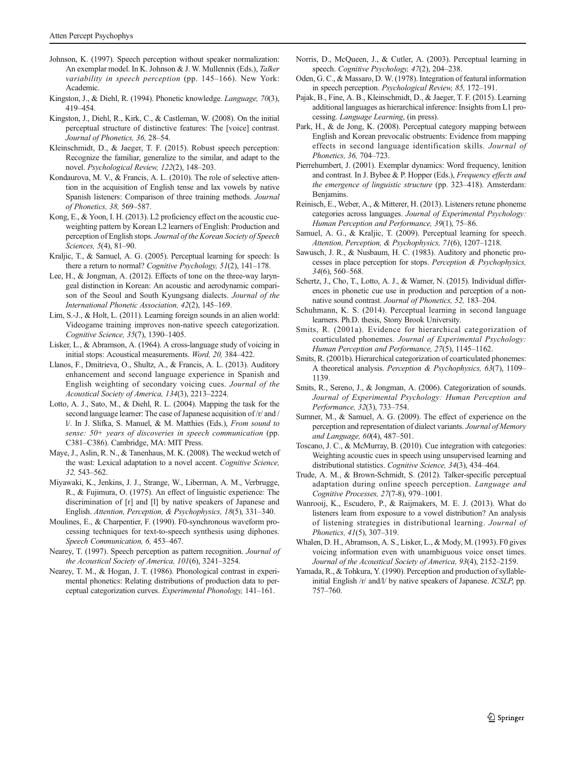Johnson, K. (1997). Speech perception without speaker normalization: An exemplar model. In K. Johnson & J. W. Mullennix (Eds.), *Talker variability in speech perception* (pp. 145–166). New York: Academic.

Kingston, J., & Diehl, R. (1994). Phonetic knowledge. *Language, 70*(3), 419–454.

Kingston, J., Diehl, R., Kirk, C., & Castleman, W. (2008). On the initial perceptual structure of distinctive features: The [voice] contrast. *Journal of Phonetics, 36,* 28–54.

Kleinschmidt, D., & Jaeger, T. F. (2015). Robust speech perception: Recognize the familiar, generalize to the similar, and adapt to the novel. *Psychological Review, 122*(2), 148–203.

Kondaurova, M. V., & Francis, A. L. (2010). The role of selective attention in the acquisition of English tense and lax vowels by native Spanish listeners: Comparison of three training methods. *Journal of Phonetics, 38,* 569–587.

Kong, E., & Yoon, I. H. (2013). L2 proficiency effect on the acoustic cue-weighting pattern by Korean L2 learners of English: Production and perception of English stops. *Journal of the Korean Society of Speech Sciences, 5*(4), 81–90.

Kraljic, T., & Samuel, A. G. (2005). Perceptual learning for speech: Is there a return to normal? *Cognitive Psychology, 51*(2), 141–178.

Lee, H., & Jongman, A. (2012). Effects of tone on the three-way laryngeal distinction in Korean: An acoustic and aerodynamic comparison of the Seoul and South Kyungsang dialects. *Journal of the International Phonetic Association, 42*(2), 145–169.

Lim, S.-J., & Holt, L. (2011). Learning foreign sounds in an alien world: Videogame training improves non-native speech categorization. *Cognitive Science, 35*(7), 1390–1405.

Lisker, L., & Abramson, A. (1964). A cross-language study of voicing in initial stops: Acoustical measurements. *Word, 20,* 384–422.

Llanos, F., Dmitrieva, O., Shultz, A., & Francis, A. L. (2013). Auditory enhancement and second language experience in Spanish and English weighting of secondary voicing cues. *Journal of the Acoustical Society of America, 134*(3), 2213–2224.

Lotto, A. J., Sato, M., & Diehl, R. L. (2004). Mapping the task for the second language learner: The case of Japanese acquisition of /r/ and /l/. In J. Slifka, S. Manuel, & M. Matthies (Eds.), *From sound to sense: 50+ years of discoveries in speech communication* (pp. C381–C386). Cambridge, MA: MIT Press.

Maye, J., Aslin, R. N., & Tanenhaus, M. K. (2008). The weckud wetch of the wast: Lexical adaptation to a novel accent. *Cognitive Science, 32,* 543–562.

Miyawaki, K., Jenkins, J. J., Strange, W., Liberman, A. M., Verbrugge, R., & Fujimura, O. (1975). An effect of linguistic experience: The discrimination of [r] and [l] by native speakers of Japanese and English. *Attention, Perception, & Psychophysics, 18*(5), 331–340.

Moulines, E., & Charpentier, F. (1990). F0-synchronous waveform processing techniques for text-to-speech synthesis using diphones. *Speech Communication, 6,* 453–467.

Nearey, T. (1997). Speech perception as pattern recognition. *Journal of the Acoustical Society of America, 101*(6), 3241–3254.

Nearey, T. M., & Hogan, J. T. (1986). Phonological contrast in experimental phonetics: Relating distributions of production data to perceptual categorization curves. *Experimental Phonology,* 141–161.

Norris, D., McQueen, J., & Cutler, A. (2003). Perceptual learning in speech. *Cognitive Psychology, 47*(2), 204–238.

Oden, G. C., & Massaro, D. W. (1978). Integration of featural information in speech perception. *Psychological Review, 85,* 172–191.

Pajak, B., Fine, A. B., Kleinschmidt, D., & Jaeger, T. F. (2015). Learning additional languages as hierarchical inference: Insights from L1 processing. *Language Learning*, (in press).

Park, H., & de Jong, K. (2008). Perceptual category mapping between English and Korean prevocalic obstruents: Evidence from mapping effects in second language identification skills. *Journal of Phonetics, 36,* 704–723.

Pierrehumbert, J. (2001). Exemplar dynamics: Word frequency, lenition and contrast. In J. Bybee & P. Hopper (Eds.), *Frequency effects and the emergence of linguistic structure* (pp. 323–418). Amsterdam: Benjamins.

Reinisch, E., Weber, A., & Mitterer, H. (2013). Listeners retune phoneme categories across languages. *Journal of Experimental Psychology: Human Perception and Performance, 39*(1), 75–86.

Samuel, A. G., & Kraljic, T. (2009). Perceptual learning for speech. *Attention, Perception, & Psychophysics, 71*(6), 1207–1218.

Sawusch, J. R., & Nusbaum, H. C. (1983). Auditory and phonetic processes in place perception for stops. *Perception & Psychophysics, 34*(6), 560–568.

Schertz, J., Cho, T., Lotto, A. J., & Warner, N. (2015). Individual differences in phonetic cue use in production and perception of a non-native sound contrast. *Journal of Phonetics, 52,* 183–204.

Schuhmann, K. S. (2014). Perceptual learning in second language learners. Ph.D. thesis, Stony Brook University.

Smits, R. (2001a). Evidence for hierarchical categorization of coarticulated phonemes. *Journal of Experimental Psychology: Human Perception and Performance, 27*(5), 1145–1162.

Smits, R. (2001b). Hierarchical categorization of coarticulated phonemes: A theoretical analysis. *Perception & Psychophysics, 63*(7), 1109–1139.

Smits, R., Sereno, J., & Jongman, A. (2006). Categorization of sounds. *Journal of Experimental Psychology: Human Perception and Performance, 32*(3), 733–754.

Sumner, M., & Samuel, A. G. (2009). The effect of experience on the perception and representation of dialect variants. *Journal of Memory and Language, 60*(4), 487–501.

Toscano, J. C., & McMurray, B. (2010). Cue integration with categories: Weighting acoustic cues in speech using unsupervised learning and distributional statistics. *Cognitive Science, 34*(3), 434–464.

Trude, A. M., & Brown-Schmidt, S. (2012). Talker-specific perceptual adaptation during online speech perception. *Language and Cognitive Processes, 27*(7-8), 979–1001.

Wanrooij, K., Escudero, P., & Raijmakers, M. E. J. (2013). What do listeners learn from exposure to a vowel distribution? An analysis of listening strategies in distributional learning. *Journal of Phonetics, 41*(5), 307–319.

Whalen, D. H., Abramson, A. S., Lisker, L., & Mody, M. (1993). F0 gives voicing information even with unambiguous voice onset times. *Journal of the Acoustical Society of America, 93*(4), 2152–2159.

Yamada, R., & Tohkura, Y. (1990). Perception and production of syllable-initial English /r/ and/l/ by native speakers of Japanese. *ICSLP*, pp. 757–760.